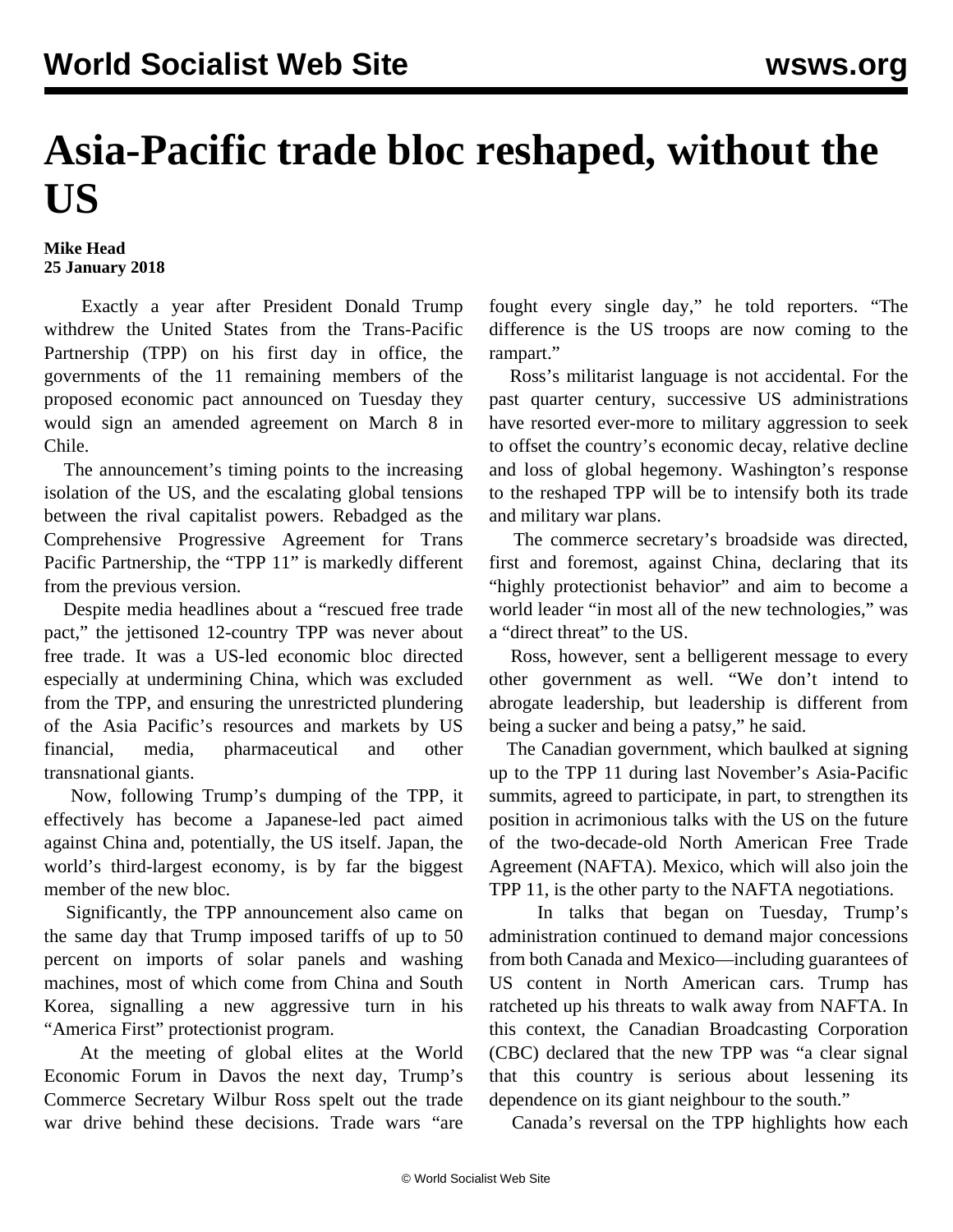# Asia-Pacific trade bloc reshaped, without the US

**Mike Head**
**25 January 2018**

Exactly a year after President Donald Trump withdrew the United States from the Trans-Pacific Partnership (TPP) on his first day in office, the governments of the 11 remaining members of the proposed economic pact announced on Tuesday they would sign an amended agreement on March 8 in Chile.

The announcement's timing points to the increasing isolation of the US, and the escalating global tensions between the rival capitalist powers. Rebadged as the Comprehensive Progressive Agreement for Trans Pacific Partnership, the "TPP 11" is markedly different from the previous version.

Despite media headlines about a "rescued free trade pact," the jettisoned 12-country TPP was never about free trade. It was a US-led economic bloc directed especially at undermining China, which was excluded from the TPP, and ensuring the unrestricted plundering of the Asia Pacific's resources and markets by US financial, media, pharmaceutical and other transnational giants.

Now, following Trump's dumping of the TPP, it effectively has become a Japanese-led pact aimed against China and, potentially, the US itself. Japan, the world's third-largest economy, is by far the biggest member of the new bloc.

Significantly, the TPP announcement also came on the same day that Trump imposed tariffs of up to 50 percent on imports of solar panels and washing machines, most of which come from China and South Korea, signalling a new aggressive turn in his "America First" protectionist program.

At the meeting of global elites at the World Economic Forum in Davos the next day, Trump's Commerce Secretary Wilbur Ross spelt out the trade war drive behind these decisions. Trade wars "are fought every single day," he told reporters. "The difference is the US troops are now coming to the rampart."

Ross's militarist language is not accidental. For the past quarter century, successive US administrations have resorted ever-more to military aggression to seek to offset the country's economic decay, relative decline and loss of global hegemony. Washington's response to the reshaped TPP will be to intensify both its trade and military war plans.

The commerce secretary's broadside was directed, first and foremost, against China, declaring that its "highly protectionist behavior" and aim to become a world leader "in most all of the new technologies," was a "direct threat" to the US.

Ross, however, sent a belligerent message to every other government as well. "We don't intend to abrogate leadership, but leadership is different from being a sucker and being a patsy," he said.

The Canadian government, which baulked at signing up to the TPP 11 during last November's Asia-Pacific summits, agreed to participate, in part, to strengthen its position in acrimonious talks with the US on the future of the two-decade-old North American Free Trade Agreement (NAFTA). Mexico, which will also join the TPP 11, is the other party to the NAFTA negotiations.

In talks that began on Tuesday, Trump's administration continued to demand major concessions from both Canada and Mexico—including guarantees of US content in North American cars. Trump has ratcheted up his threats to walk away from NAFTA. In this context, the Canadian Broadcasting Corporation (CBC) declared that the new TPP was "a clear signal that this country is serious about lessening its dependence on its giant neighbour to the south."

Canada's reversal on the TPP highlights how each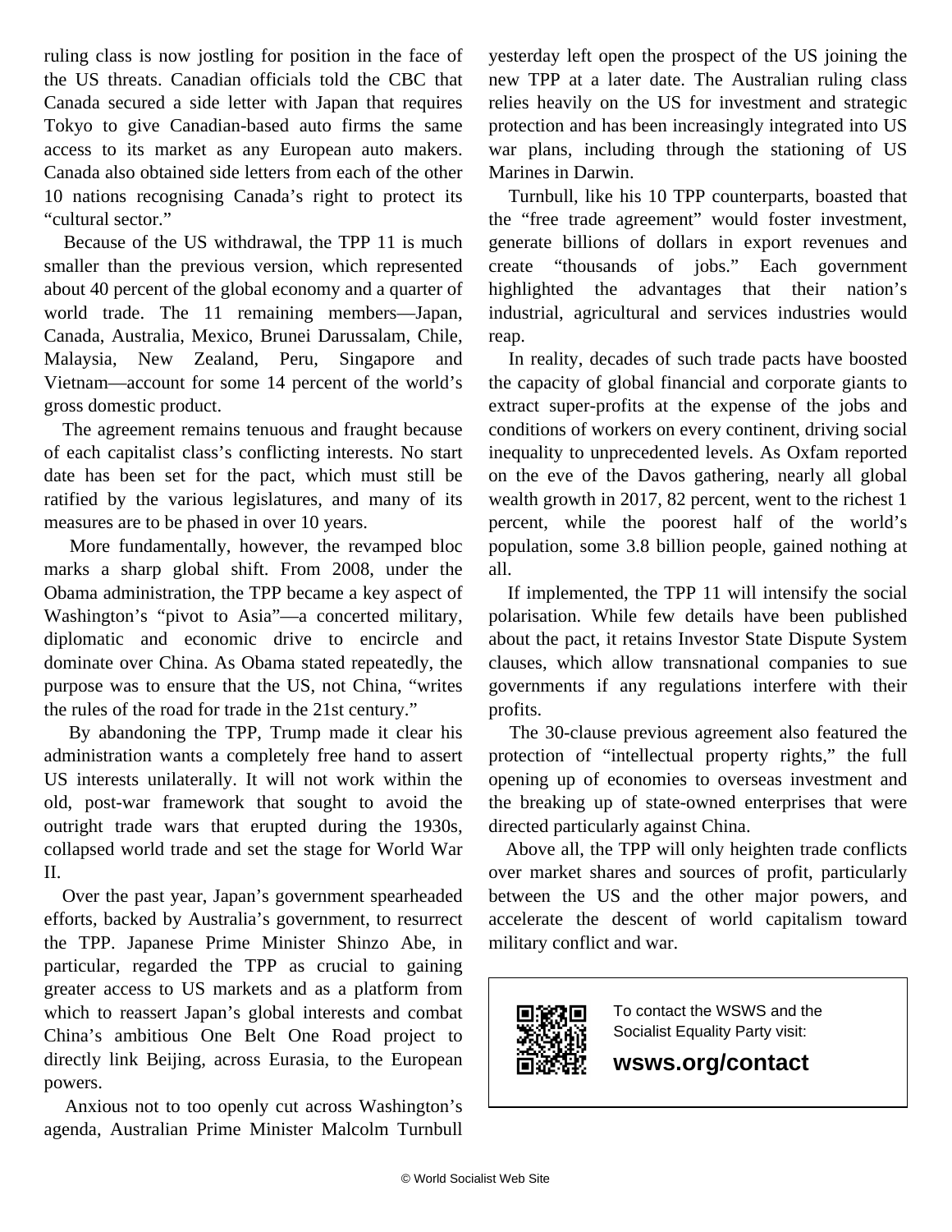ruling class is now jostling for position in the face of the US threats. Canadian officials told the CBC that Canada secured a side letter with Japan that requires Tokyo to give Canadian-based auto firms the same access to its market as any European auto makers. Canada also obtained side letters from each of the other 10 nations recognising Canada's right to protect its "cultural sector."

Because of the US withdrawal, the TPP 11 is much smaller than the previous version, which represented about 40 percent of the global economy and a quarter of world trade. The 11 remaining members—Japan, Canada, Australia, Mexico, Brunei Darussalam, Chile, Malaysia, New Zealand, Peru, Singapore and Vietnam—account for some 14 percent of the world's gross domestic product.

The agreement remains tenuous and fraught because of each capitalist class's conflicting interests. No start date has been set for the pact, which must still be ratified by the various legislatures, and many of its measures are to be phased in over 10 years.

More fundamentally, however, the revamped bloc marks a sharp global shift. From 2008, under the Obama administration, the TPP became a key aspect of Washington's "pivot to Asia"—a concerted military, diplomatic and economic drive to encircle and dominate over China. As Obama stated repeatedly, the purpose was to ensure that the US, not China, "writes the rules of the road for trade in the 21st century."

By abandoning the TPP, Trump made it clear his administration wants a completely free hand to assert US interests unilaterally. It will not work within the old, post-war framework that sought to avoid the outright trade wars that erupted during the 1930s, collapsed world trade and set the stage for World War II.

Over the past year, Japan's government spearheaded efforts, backed by Australia's government, to resurrect the TPP. Japanese Prime Minister Shinzo Abe, in particular, regarded the TPP as crucial to gaining greater access to US markets and as a platform from which to reassert Japan's global interests and combat China's ambitious One Belt One Road project to directly link Beijing, across Eurasia, to the European powers.

Anxious not to too openly cut across Washington's agenda, Australian Prime Minister Malcolm Turnbull yesterday left open the prospect of the US joining the new TPP at a later date. The Australian ruling class relies heavily on the US for investment and strategic protection and has been increasingly integrated into US war plans, including through the stationing of US Marines in Darwin.

Turnbull, like his 10 TPP counterparts, boasted that the "free trade agreement" would foster investment, generate billions of dollars in export revenues and create "thousands of jobs." Each government highlighted the advantages that their nation's industrial, agricultural and services industries would reap.

In reality, decades of such trade pacts have boosted the capacity of global financial and corporate giants to extract super-profits at the expense of the jobs and conditions of workers on every continent, driving social inequality to unprecedented levels. As Oxfam reported on the eve of the Davos gathering, nearly all global wealth growth in 2017, 82 percent, went to the richest 1 percent, while the poorest half of the world's population, some 3.8 billion people, gained nothing at all.

If implemented, the TPP 11 will intensify the social polarisation. While few details have been published about the pact, it retains Investor State Dispute System clauses, which allow transnational companies to sue governments if any regulations interfere with their profits.

The 30-clause previous agreement also featured the protection of "intellectual property rights," the full opening up of economies to overseas investment and the breaking up of state-owned enterprises that were directed particularly against China.

Above all, the TPP will only heighten trade conflicts over market shares and sources of profit, particularly between the US and the other major powers, and accelerate the descent of world capitalism toward military conflict and war.

To contact the WSWS and the Socialist Equality Party visit:

**wsws.org/contact**